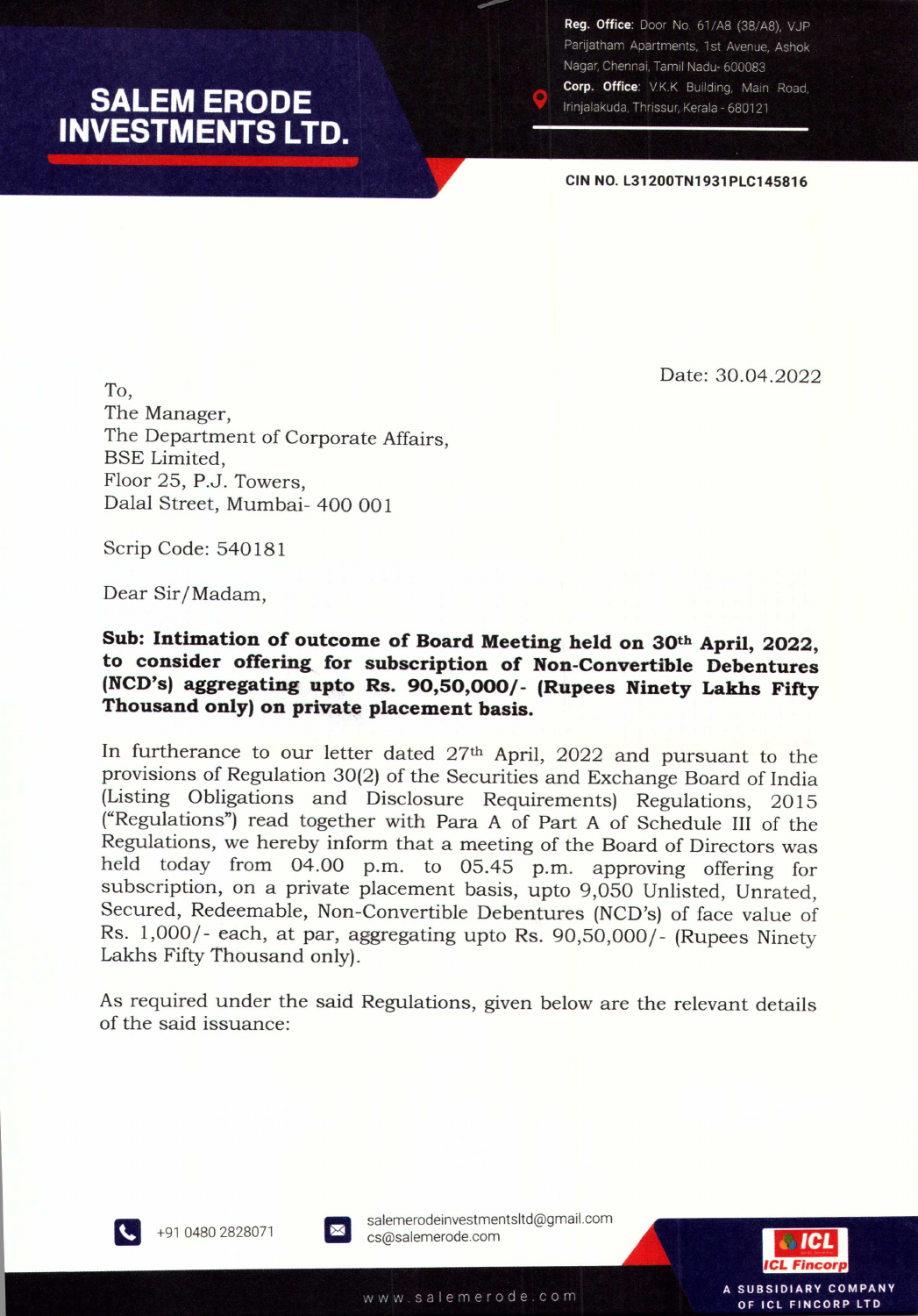**SALEM ERODE INVESTMENTS LTD.**

**Reg. Office:** Door No. 61/A8 (38/A8), VJP Parijatham Apartments, 1st Avenue, Ashok Nagar, Chennai, Tamil Nadu- 600083
**Corp. Office:** V.K.K Building, Main Road, Irinjalakuda, Thrissur, Kerala - 680121

**CIN NO. L31200TN1931PLC145816**

Date: 30.04.2022

To,
The Manager,
The Department of Corporate Affairs,
BSE Limited,
Floor 25, P.J. Towers,
Dalal Street, Mumbai- 400 001

Scrip Code: 540181

Dear Sir/Madam,

**Sub: Intimation of outcome of Board Meeting held on 30th April, 2022, to consider offering for subscription of Non-Convertible Debentures (NCD's) aggregating upto Rs. 90,50,000/- (Rupees Ninety Lakhs Fifty Thousand only) on private placement basis.**

In furtherance to our letter dated 27th April, 2022 and pursuant to the provisions of Regulation 30(2) of the Securities and Exchange Board of India (Listing Obligations and Disclosure Requirements) Regulations, 2015 ("Regulations") read together with Para A of Part A of Schedule III of the Regulations, we hereby inform that a meeting of the Board of Directors was held today from 04.00 p.m. to 05.45 p.m. approving offering for subscription, on a private placement basis, upto 9,050 Unlisted, Unrated, Secured, Redeemable, Non-Convertible Debentures (NCD's) of face value of Rs. 1,000/- each, at par, aggregating upto Rs. 90,50,000/- (Rupees Ninety Lakhs Fifty Thousand only).

As required under the said Regulations, given below are the relevant details of the said issuance:

+91 0480 2828071 | salemerodeinvestmentsltd@gmail.com | cs@salemerode.com

www.salemerode.com

A SUBSIDIARY COMPANY OF ICL FINCORP LTD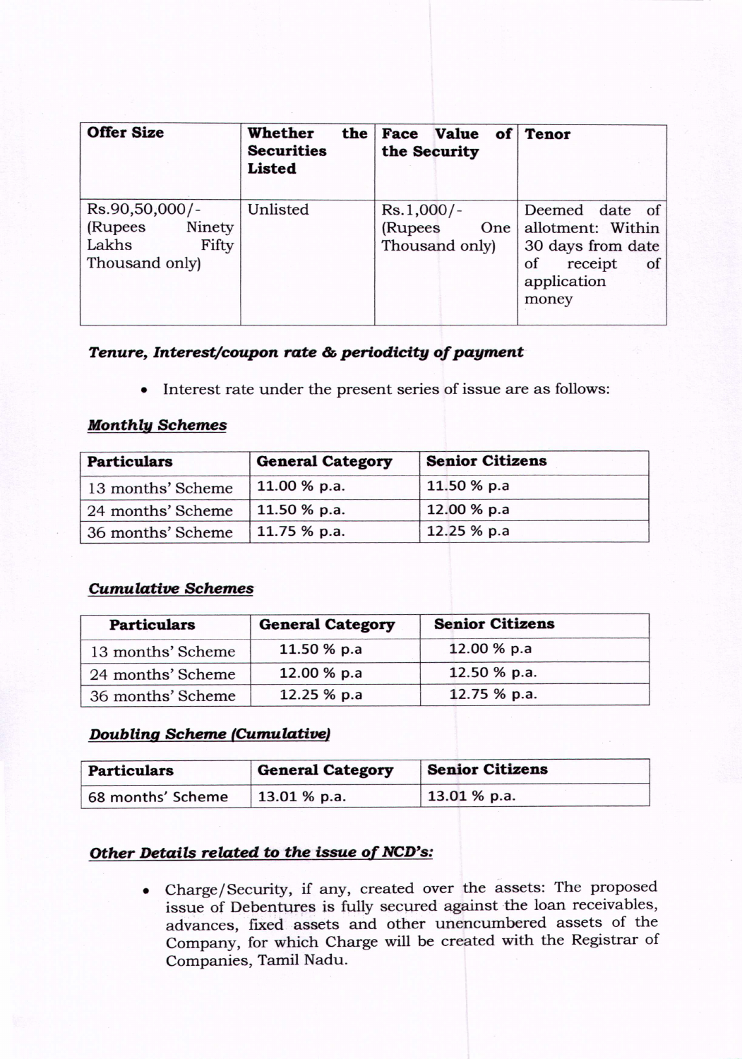| Offer Size | Whether the Securities Listed | Face Value of the Security | Tenor |
|---|---|---|---|
| Rs.90,50,000/- (Rupees Ninety Lakhs Fifty Thousand only) | Unlisted | Rs.1,000/- (Rupees One Thousand only) | Deemed date of allotment: Within 30 days from date of receipt of application money |

***Tenure, Interest/coupon rate & periodicity of payment***

- Interest rate under the present series of issue are as follows:

***Monthly Schemes***

| Particulars | General Category | Senior Citizens |
|---|---|---|
| 13 months' Scheme | 11.00 % p.a. | 11.50 % p.a |
| 24 months' Scheme | 11.50 % p.a. | 12.00 % p.a |
| 36 months' Scheme | 11.75 % p.a. | 12.25 % p.a |

***Cumulative Schemes***

| Particulars | General Category | Senior Citizens |
|---|---|---|
| 13 months' Scheme | 11.50 % p.a | 12.00 % p.a |
| 24 months' Scheme | 12.00 % p.a | 12.50 % p.a. |
| 36 months' Scheme | 12.25 % p.a | 12.75 % p.a. |

***Doubling Scheme (Cumulative)***

| Particulars | General Category | Senior Citizens |
|---|---|---|
| 68 months' Scheme | 13.01 % p.a. | 13.01 % p.a. |

***Other Details related to the issue of NCD's:***

- Charge/Security, if any, created over the assets: The proposed issue of Debentures is fully secured against the loan receivables, advances, fixed assets and other unencumbered assets of the Company, for which Charge will be created with the Registrar of Companies, Tamil Nadu.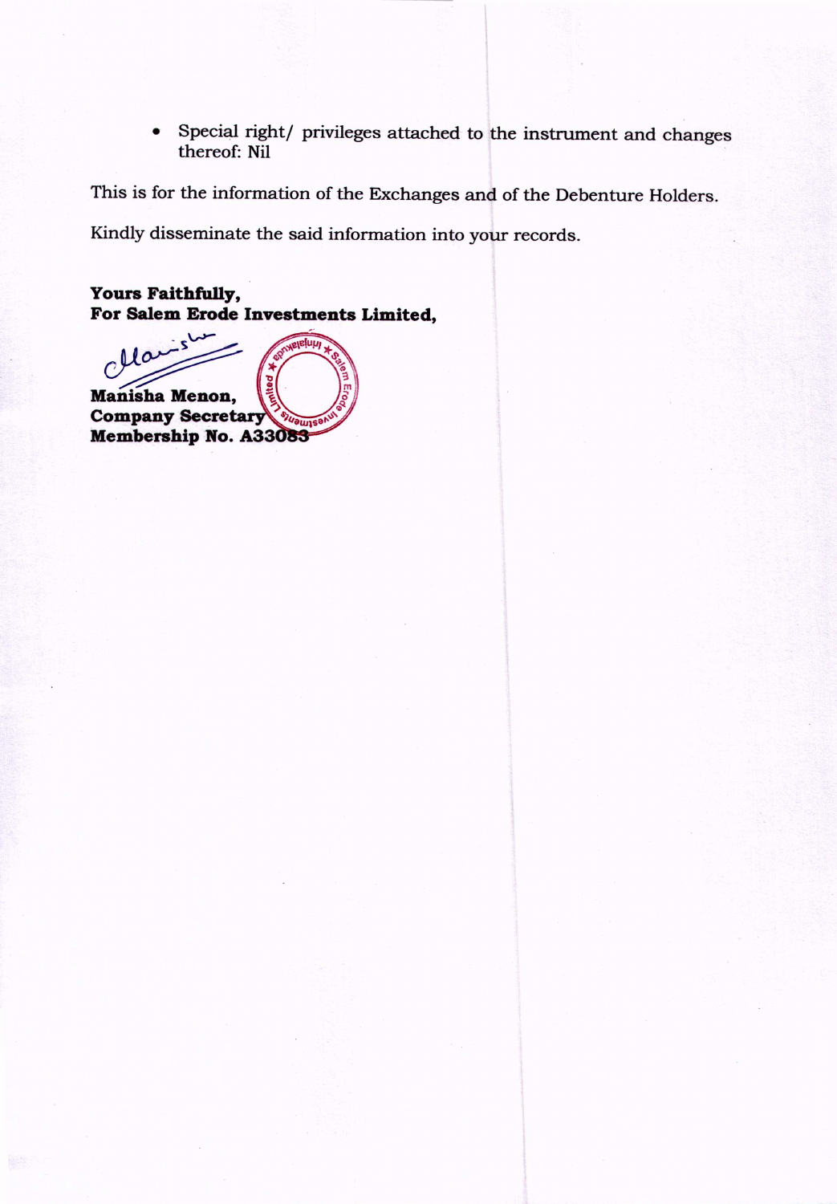- Special right/ privileges attached to the instrument and changes thereof: Nil

This is for the information of the Exchanges and of the Debenture Holders.

Kindly disseminate the said information into your records.

**Yours Faithfully,**
**For Salem Erode Investments Limited,**

**Manisha Menon,**
**Company Secretary**
**Membership No. A33083**